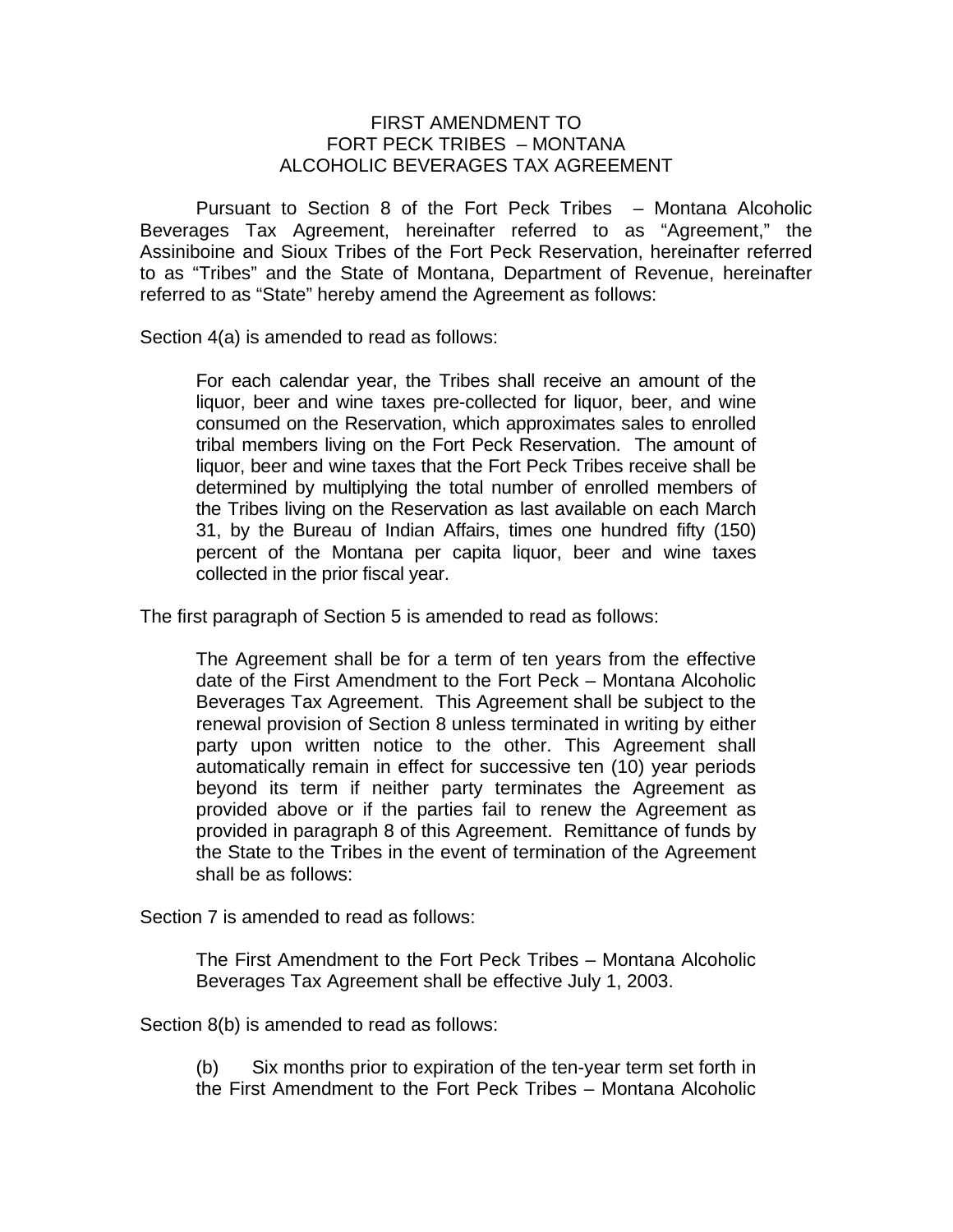# FIRST AMENDMENT TO FORT PECK TRIBES – MONTANA ALCOHOLIC BEVERAGES TAX AGREEMENT

Pursuant to Section 8 of the Fort Peck Tribes – Montana Alcoholic Beverages Tax Agreement, hereinafter referred to as "Agreement," the Assiniboine and Sioux Tribes of the Fort Peck Reservation, hereinafter referred to as "Tribes" and the State of Montana, Department of Revenue, hereinafter referred to as "State" hereby amend the Agreement as follows:

Section 4(a) is amended to read as follows:

> For each calendar year, the Tribes shall receive an amount of the liquor, beer and wine taxes pre-collected for liquor, beer, and wine consumed on the Reservation, which approximates sales to enrolled tribal members living on the Fort Peck Reservation. The amount of liquor, beer and wine taxes that the Fort Peck Tribes receive shall be determined by multiplying the total number of enrolled members of the Tribes living on the Reservation as last available on each March 31, by the Bureau of Indian Affairs, times one hundred fifty (150) percent of the Montana per capita liquor, beer and wine taxes collected in the prior fiscal year.

The first paragraph of Section 5 is amended to read as follows:

> The Agreement shall be for a term of ten years from the effective date of the First Amendment to the Fort Peck – Montana Alcoholic Beverages Tax Agreement. This Agreement shall be subject to the renewal provision of Section 8 unless terminated in writing by either party upon written notice to the other. This Agreement shall automatically remain in effect for successive ten (10) year periods beyond its term if neither party terminates the Agreement as provided above or if the parties fail to renew the Agreement as provided in paragraph 8 of this Agreement. Remittance of funds by the State to the Tribes in the event of termination of the Agreement shall be as follows:

Section 7 is amended to read as follows:

> The First Amendment to the Fort Peck Tribes – Montana Alcoholic Beverages Tax Agreement shall be effective July 1, 2003.

Section 8(b) is amended to read as follows:

> (b) Six months prior to expiration of the ten-year term set forth in the First Amendment to the Fort Peck Tribes – Montana Alcoholic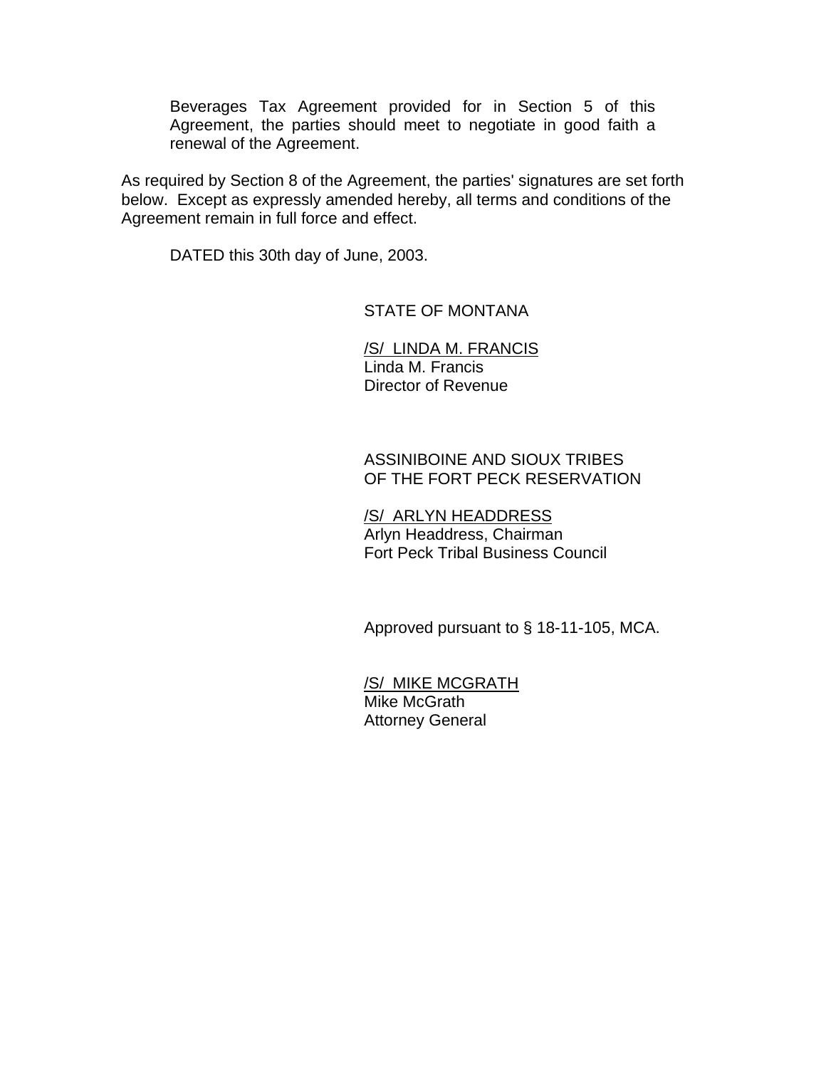Beverages Tax Agreement provided for in Section 5 of this Agreement, the parties should meet to negotiate in good faith a renewal of the Agreement.

As required by Section 8 of the Agreement, the parties' signatures are set forth below. Except as expressly amended hereby, all terms and conditions of the Agreement remain in full force and effect.

DATED this 30th day of June, 2003.

STATE OF MONTANA

/S/ LINDA M. FRANCIS
Linda M. Francis
Director of Revenue

ASSINIBOINE AND SIOUX TRIBES
OF THE FORT PECK RESERVATION

/S/ ARLYN HEADDRESS
Arlyn Headdress, Chairman
Fort Peck Tribal Business Council

Approved pursuant to § 18-11-105, MCA.

/S/ MIKE MCGRATH
Mike McGrath
Attorney General